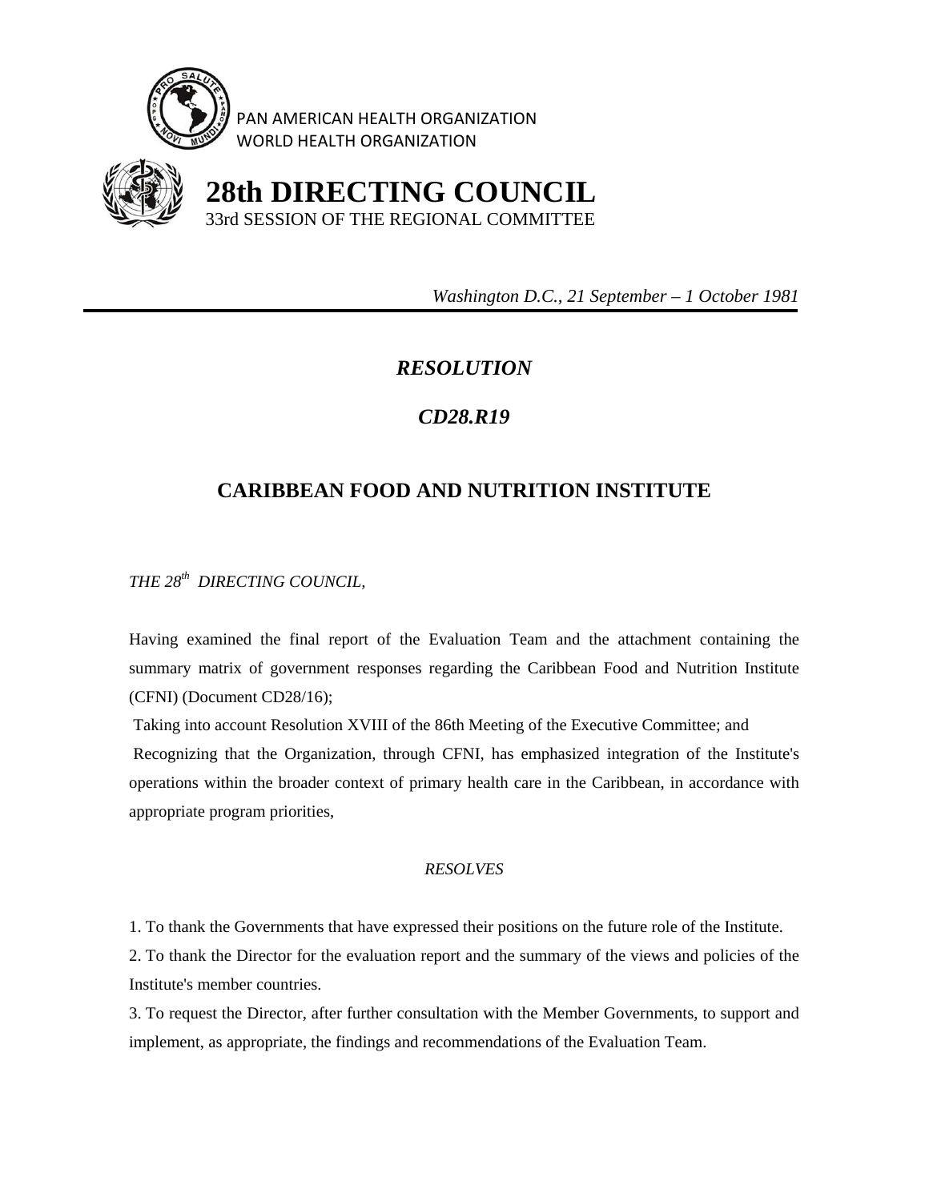PAN AMERICAN HEALTH ORGANIZATION
WORLD HEALTH ORGANIZATION

# 28th DIRECTING COUNCIL

33rd SESSION OF THE REGIONAL COMMITTEE

*Washington D.C., 21 September – 1 October 1981*

## *RESOLUTION*

## *CD28.R19*

## CARIBBEAN FOOD AND NUTRITION INSTITUTE

*THE 28th DIRECTING COUNCIL,*

Having examined the final report of the Evaluation Team and the attachment containing the summary matrix of government responses regarding the Caribbean Food and Nutrition Institute (CFNI) (Document CD28/16);

Taking into account Resolution XVIII of the 86th Meeting of the Executive Committee; and

Recognizing that the Organization, through CFNI, has emphasized integration of the Institute's operations within the broader context of primary health care in the Caribbean, in accordance with appropriate program priorities,

*RESOLVES*

1. To thank the Governments that have expressed their positions on the future role of the Institute.
2. To thank the Director for the evaluation report and the summary of the views and policies of the Institute's member countries.
3. To request the Director, after further consultation with the Member Governments, to support and implement, as appropriate, the findings and recommendations of the Evaluation Team.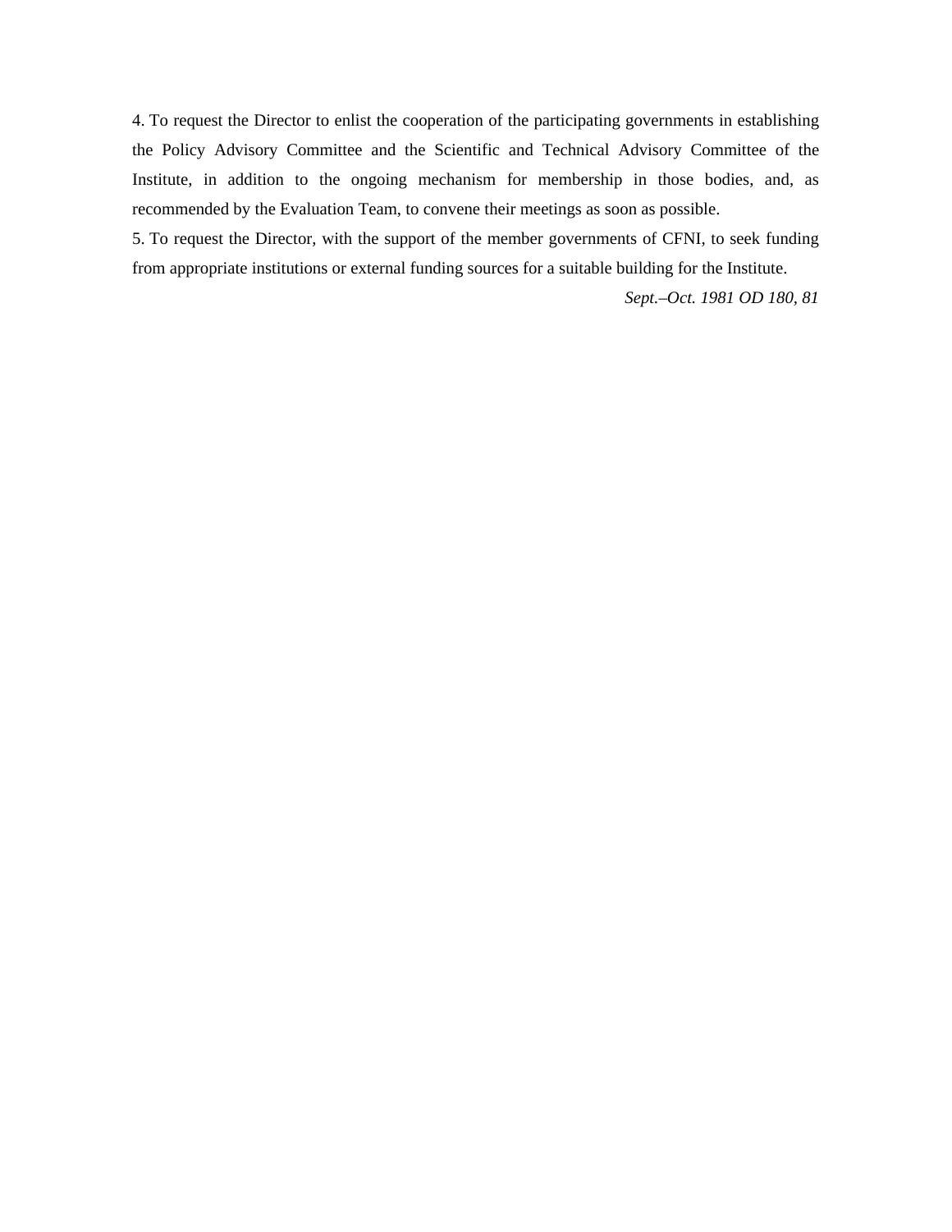4. To request the Director to enlist the cooperation of the participating governments in establishing the Policy Advisory Committee and the Scientific and Technical Advisory Committee of the Institute, in addition to the ongoing mechanism for membership in those bodies, and, as recommended by the Evaluation Team, to convene their meetings as soon as possible.

5. To request the Director, with the support of the member governments of CFNI, to seek funding from appropriate institutions or external funding sources for a suitable building for the Institute.

*Sept.–Oct. 1981 OD 180, 81*